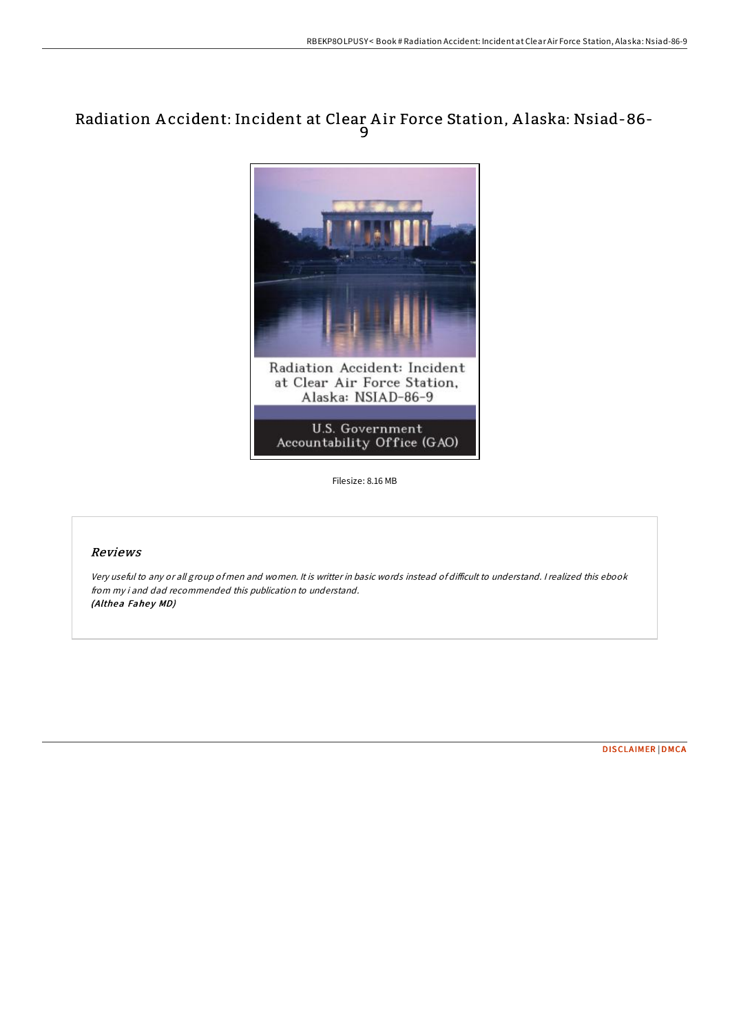# Radiation Accident: Incident at Clear Air Force Station, Alaska: Nsiad-86-9

Radiation Accident: Incident at Clear Air Force Station, Alaska: NSIAD-86-9

U.S. Government Accountability Office (GAO)

Filesize: 8.16 MB

## *Reviews*

*Very useful to any or all group of men and women. It is writter in basic words instead of difficult to understand. I realized this ebook from my i and dad recommended this publication to understand.*
***(Althea Fahey MD)***

DISCLAIMER | DMCA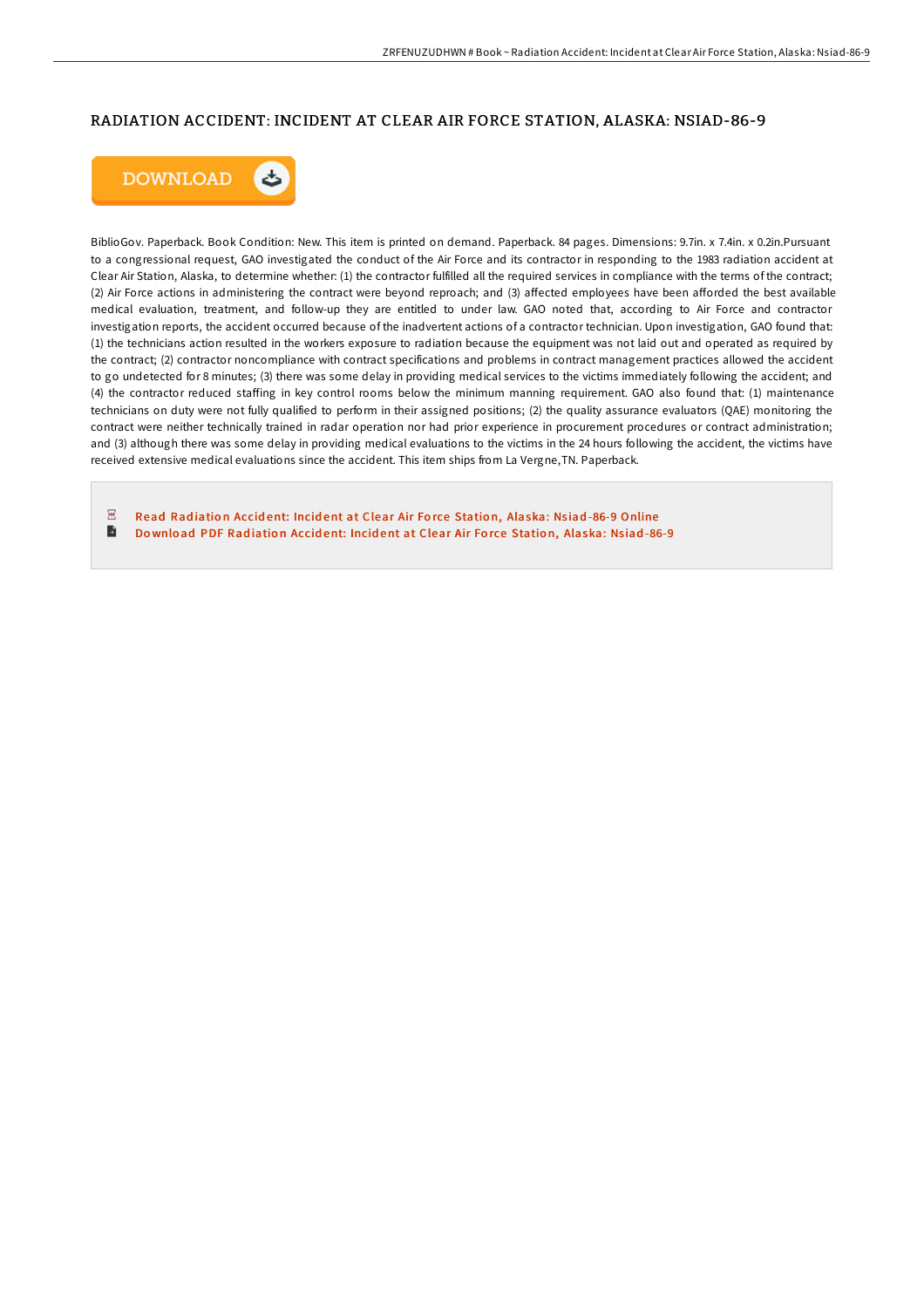# RADIATION ACCIDENT: INCIDENT AT CLEAR AIR FORCE STATION, ALASKA: NSIAD-86-9

DOWNLOAD

BiblioGov. Paperback. Book Condition: New. This item is printed on demand. Paperback. 84 pages. Dimensions: 9.7in. x 7.4in. x 0.2in.Pursuant to a congressional request, GAO investigated the conduct of the Air Force and its contractor in responding to the 1983 radiation accident at Clear Air Station, Alaska, to determine whether: (1) the contractor fulfilled all the required services in compliance with the terms of the contract; (2) Air Force actions in administering the contract were beyond reproach; and (3) affected employees have been afforded the best available medical evaluation, treatment, and follow-up they are entitled to under law. GAO noted that, according to Air Force and contractor investigation reports, the accident occurred because of the inadvertent actions of a contractor technician. Upon investigation, GAO found that: (1) the technicians action resulted in the workers exposure to radiation because the equipment was not laid out and operated as required by the contract; (2) contractor noncompliance with contract specifications and problems in contract management practices allowed the accident to go undetected for 8 minutes; (3) there was some delay in providing medical services to the victims immediately following the accident; and (4) the contractor reduced staffing in key control rooms below the minimum manning requirement. GAO also found that: (1) maintenance technicians on duty were not fully qualified to perform in their assigned positions; (2) the quality assurance evaluators (QAE) monitoring the contract were neither technically trained in radar operation nor had prior experience in procurement procedures or contract administration; and (3) although there was some delay in providing medical evaluations to the victims in the 24 hours following the accident, the victims have received extensive medical evaluations since the accident. This item ships from La Vergne,TN. Paperback.

Read Radiation Accident: Incident at Clear Air Force Station, Alaska: Nsiad-86-9 Online

Download PDF Radiation Accident: Incident at Clear Air Force Station, Alaska: Nsiad-86-9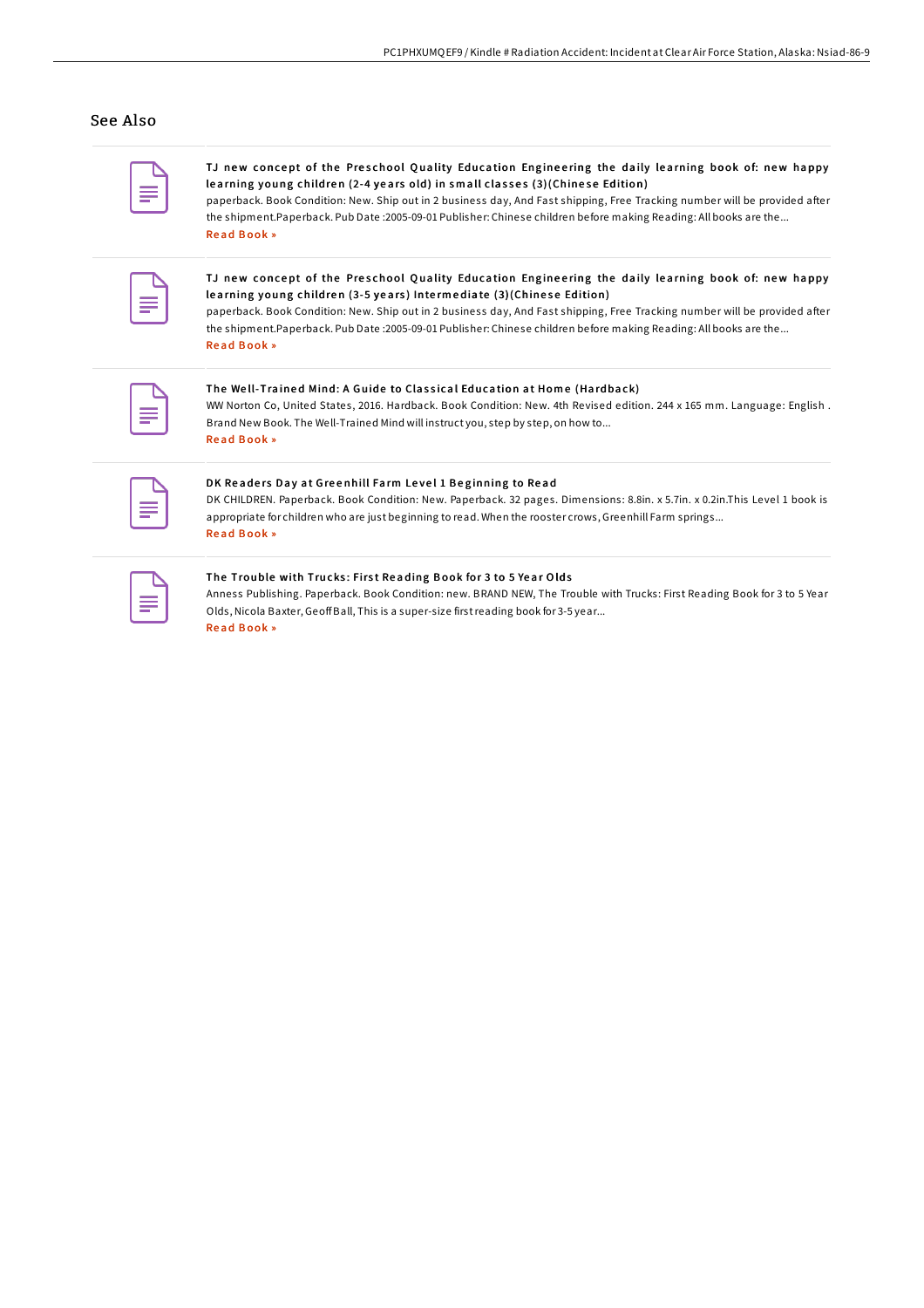## See Also

**TJ new concept of the Preschool Quality Education Engineering the daily learning book of: new happy learning young children (2-4 years old) in small classes (3)(Chinese Edition)**

paperback. Book Condition: New. Ship out in 2 business day, And Fast shipping, Free Tracking number will be provided after the shipment.Paperback. Pub Date :2005-09-01 Publisher: Chinese children before making Reading: All books are the...

Read Book »

**TJ new concept of the Preschool Quality Education Engineering the daily learning book of: new happy learning young children (3-5 years) Intermediate (3)(Chinese Edition)**

paperback. Book Condition: New. Ship out in 2 business day, And Fast shipping, Free Tracking number will be provided after the shipment.Paperback. Pub Date :2005-09-01 Publisher: Chinese children before making Reading: All books are the...

Read Book »

**The Well-Trained Mind: A Guide to Classical Education at Home (Hardback)**

WW Norton Co, United States, 2016. Hardback. Book Condition: New. 4th Revised edition. 244 x 165 mm. Language: English . Brand New Book. The Well-Trained Mind will instruct you, step by step, on how to...

Read Book »

**DK Readers Day at Greenhill Farm Level 1 Beginning to Read**

DK CHILDREN. Paperback. Book Condition: New. Paperback. 32 pages. Dimensions: 8.8in. x 5.7in. x 0.2in.This Level 1 book is appropriate for children who are just beginning to read. When the rooster crows, Greenhill Farm springs...

Read Book »

**The Trouble with Trucks: First Reading Book for 3 to 5 Year Olds**

Anness Publishing. Paperback. Book Condition: new. BRAND NEW, The Trouble with Trucks: First Reading Book for 3 to 5 Year Olds, Nicola Baxter, Geoff Ball, This is a super-size first reading book for 3-5 year...

Read Book »